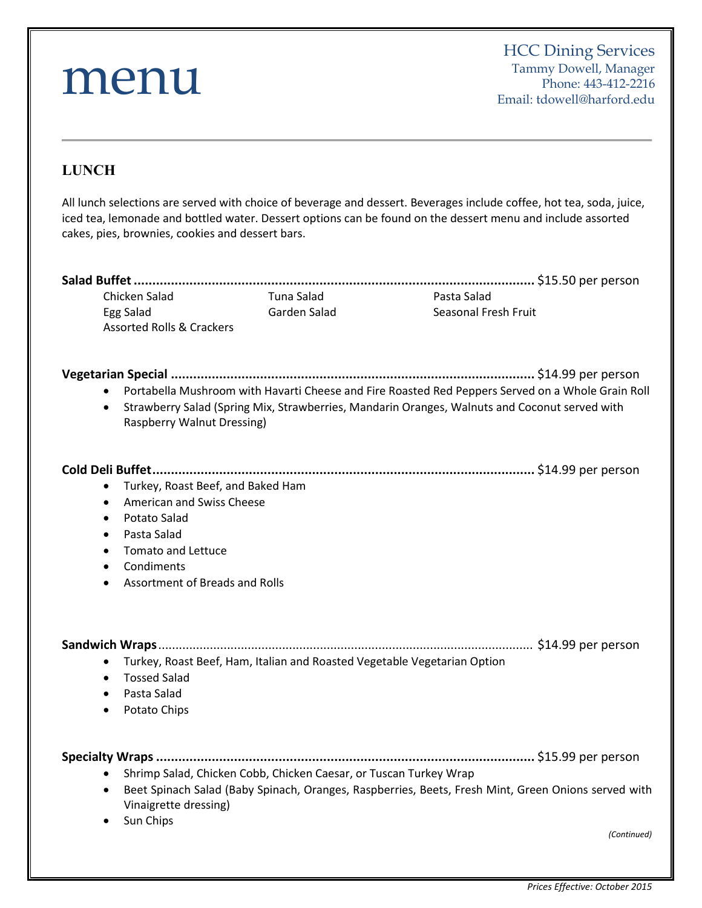# menu

HCC Dining Services
Tammy Dowell, Manager
Phone: 443-412-2216
Email: tdowell@harford.edu

---

## LUNCH

All lunch selections are served with choice of beverage and dessert. Beverages include coffee, hot tea, soda, juice, iced tea, lemonade and bottled water. Dessert options can be found on the dessert menu and include assorted cakes, pies, brownies, cookies and dessert bars.

**Salad Buffet ..........................................................................................................** $15.50 per person

| | | |
|---|---|---|
| Chicken Salad | Tuna Salad | Pasta Salad |
| Egg Salad | Garden Salad | Seasonal Fresh Fruit |
| Assorted Rolls & Crackers | | |

**Vegetarian Special .................................................................................................** $14.99 per person

- Portabella Mushroom with Havarti Cheese and Fire Roasted Red Peppers Served on a Whole Grain Roll
- Strawberry Salad (Spring Mix, Strawberries, Mandarin Oranges, Walnuts and Coconut served with Raspberry Walnut Dressing)

**Cold Deli Buffet.......................................................................................................** $14.99 per person

- Turkey, Roast Beef, and Baked Ham
- American and Swiss Cheese
- Potato Salad
- Pasta Salad
- Tomato and Lettuce
- Condiments
- Assortment of Breads and Rolls

**Sandwich Wraps**............................................................................................................ $14.99 per person

- Turkey, Roast Beef, Ham, Italian and Roasted Vegetable Vegetarian Option
- Tossed Salad
- Pasta Salad
- Potato Chips

**Specialty Wraps ......................................................................................................** $15.99 per person

- Shrimp Salad, Chicken Cobb, Chicken Caesar, or Tuscan Turkey Wrap
- Beet Spinach Salad (Baby Spinach, Oranges, Raspberries, Beets, Fresh Mint, Green Onions served with Vinaigrette dressing)
- Sun Chips

*(Continued)*

*Prices Effective: October 2015*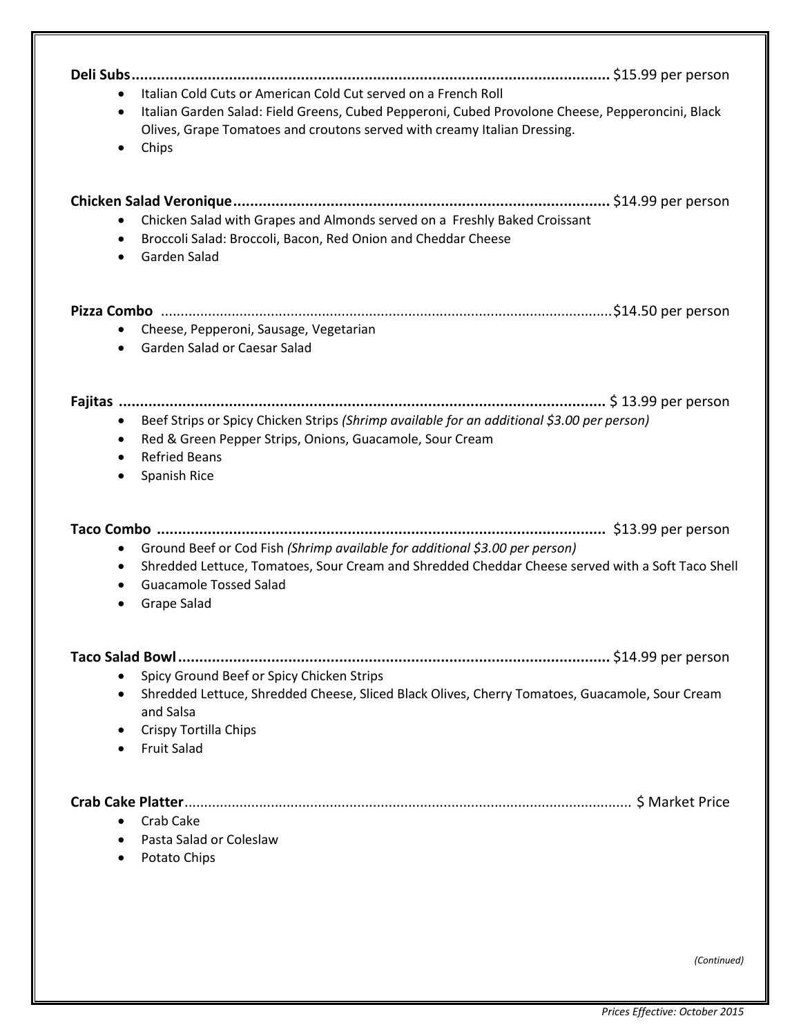**Deli Subs**.................................................................................................................. $15.99 per person

- Italian Cold Cuts or American Cold Cut served on a French Roll
- Italian Garden Salad: Field Greens, Cubed Pepperoni, Cubed Provolone Cheese, Pepperoncini, Black Olives, Grape Tomatoes and croutons served with creamy Italian Dressing.
- Chips

**Chicken Salad Veronique**......................................................................................... $14.99 per person

- Chicken Salad with Grapes and Almonds served on a Freshly Baked Croissant
- Broccoli Salad: Broccoli, Bacon, Red Onion and Cheddar Cheese
- Garden Salad

**Pizza Combo** .................................................................................................................$14.50 per person

- Cheese, Pepperoni, Sausage, Vegetarian
- Garden Salad or Caesar Salad

**Fajitas** .................................................................................................................. $ 13.99 per person

- Beef Strips or Spicy Chicken Strips *(Shrimp available for an additional $3.00 per person)*
- Red & Green Pepper Strips, Onions, Guacamole, Sour Cream
- Refried Beans
- Spanish Rice

**Taco Combo** .......................................................................................................... $13.99 per person

- Ground Beef or Cod Fish *(Shrimp available for additional $3.00 per person)*
- Shredded Lettuce, Tomatoes, Sour Cream and Shredded Cheddar Cheese served with a Soft Taco Shell
- Guacamole Tossed Salad
- Grape Salad

**Taco Salad Bowl**..................................................................................................... $14.99 per person

- Spicy Ground Beef or Spicy Chicken Strips
- Shredded Lettuce, Shredded Cheese, Sliced Black Olives, Cherry Tomatoes, Guacamole, Sour Cream and Salsa
- Crispy Tortilla Chips
- Fruit Salad

**Crab Cake Platter**................................................................................................................ $ Market Price

- Crab Cake
- Pasta Salad or Coleslaw
- Potato Chips

*(Continued)*

*Prices Effective: October 2015*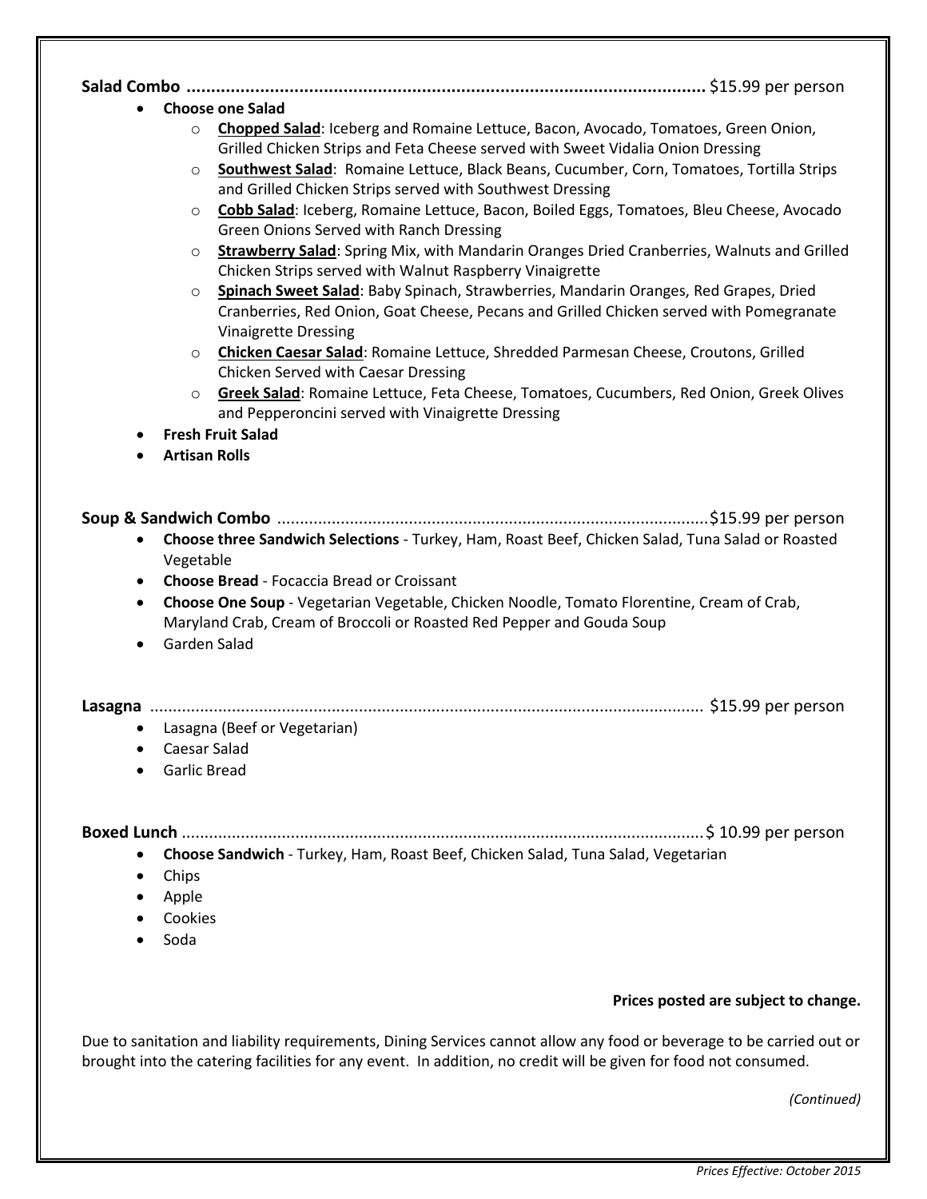**Salad Combo** ........................................................................................................... $15.99 per person

- **Choose one Salad**
  - **Chopped Salad**: Iceberg and Romaine Lettuce, Bacon, Avocado, Tomatoes, Green Onion, Grilled Chicken Strips and Feta Cheese served with Sweet Vidalia Onion Dressing
  - **Southwest Salad**: Romaine Lettuce, Black Beans, Cucumber, Corn, Tomatoes, Tortilla Strips and Grilled Chicken Strips served with Southwest Dressing
  - **Cobb Salad**: Iceberg, Romaine Lettuce, Bacon, Boiled Eggs, Tomatoes, Bleu Cheese, Avocado Green Onions Served with Ranch Dressing
  - **Strawberry Salad**: Spring Mix, with Mandarin Oranges Dried Cranberries, Walnuts and Grilled Chicken Strips served with Walnut Raspberry Vinaigrette
  - **Spinach Sweet Salad**: Baby Spinach, Strawberries, Mandarin Oranges, Red Grapes, Dried Cranberries, Red Onion, Goat Cheese, Pecans and Grilled Chicken served with Pomegranate Vinaigrette Dressing
  - **Chicken Caesar Salad**: Romaine Lettuce, Shredded Parmesan Cheese, Croutons, Grilled Chicken Served with Caesar Dressing
  - **Greek Salad**: Romaine Lettuce, Feta Cheese, Tomatoes, Cucumbers, Red Onion, Greek Olives and Pepperoncini served with Vinaigrette Dressing
- **Fresh Fruit Salad**
- **Artisan Rolls**

**Soup & Sandwich Combo** .............................................................................................$15.99 per person

- **Choose three Sandwich Selections** - Turkey, Ham, Roast Beef, Chicken Salad, Tuna Salad or Roasted Vegetable
- **Choose Bread** - Focaccia Bread or Croissant
- **Choose One Soup** - Vegetarian Vegetable, Chicken Noodle, Tomato Florentine, Cream of Crab, Maryland Crab, Cream of Broccoli or Roasted Red Pepper and Gouda Soup
- Garden Salad

**Lasagna** ........................................................................................................................ $15.99 per person

- Lasagna (Beef or Vegetarian)
- Caesar Salad
- Garlic Bread

**Boxed Lunch** .................................................................................................................$ 10.99 per person

- **Choose Sandwich** - Turkey, Ham, Roast Beef, Chicken Salad, Tuna Salad, Vegetarian
- Chips
- Apple
- Cookies
- Soda

**Prices posted are subject to change.**

Due to sanitation and liability requirements, Dining Services cannot allow any food or beverage to be carried out or brought into the catering facilities for any event. In addition, no credit will be given for food not consumed.

*(Continued)*

*Prices Effective: October 2015*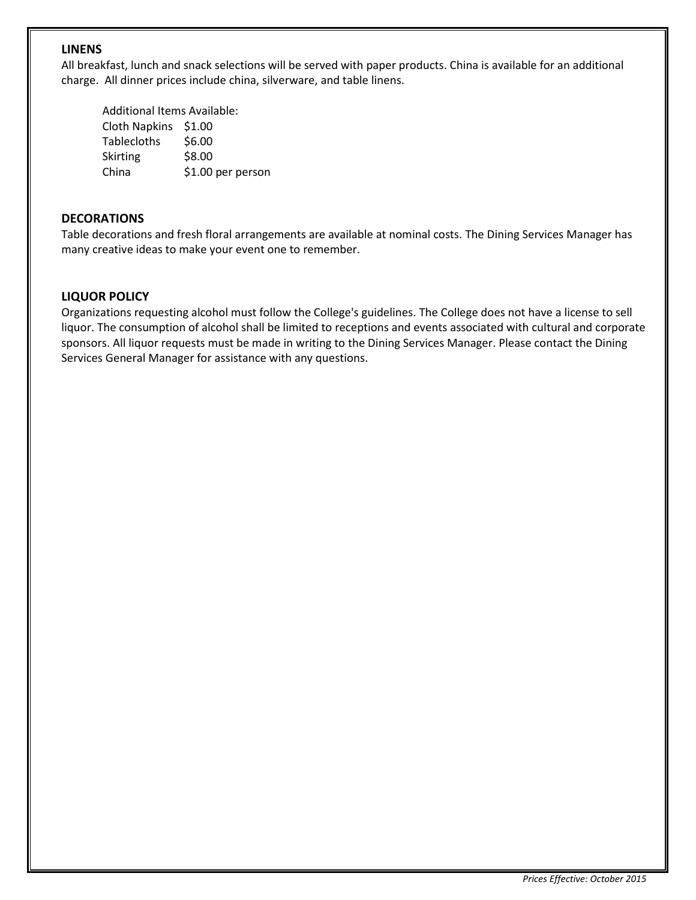## LINENS

All breakfast, lunch and snack selections will be served with paper products. China is available for an additional charge. All dinner prices include china, silverware, and table linens.

Additional Items Available:

| | |
|---|---|
| Cloth Napkins | $1.00 |
| Tablecloths | $6.00 |
| Skirting | $8.00 |
| China | $1.00 per person |

## DECORATIONS

Table decorations and fresh floral arrangements are available at nominal costs. The Dining Services Manager has many creative ideas to make your event one to remember.

## LIQUOR POLICY

Organizations requesting alcohol must follow the College's guidelines. The College does not have a license to sell liquor. The consumption of alcohol shall be limited to receptions and events associated with cultural and corporate sponsors. All liquor requests must be made in writing to the Dining Services Manager. Please contact the Dining Services General Manager for assistance with any questions.

*Prices Effective: October 2015*